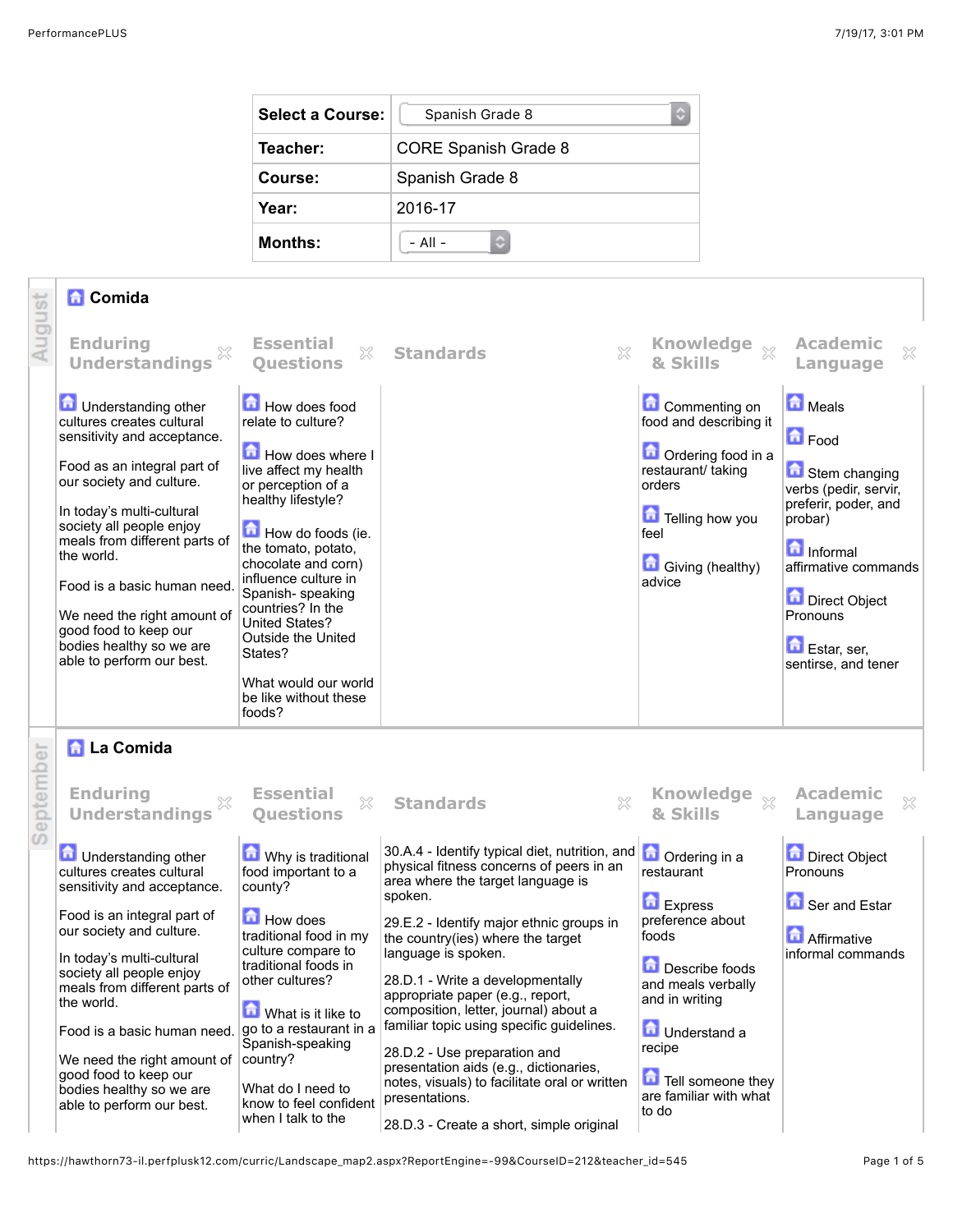| Select a Course: | Spanish Grade 8 |
|---|---|
| Teacher: | CORE Spanish Grade 8 |
| Course: | Spanish Grade 8 |
| Year: | 2016-17 |
| Months: | - All - |

## August

### Comida

| Enduring Understandings | Essential Questions | Standards | Knowledge & Skills | Academic Language |
|---|---|---|---|---|
| Understanding other cultures creates cultural sensitivity and acceptance.<br><br>Food as an integral part of our society and culture.<br><br>In today's multi-cultural society all people enjoy meals from different parts of the world.<br><br>Food is a basic human need.<br><br>We need the right amount of good food to keep our bodies healthy so we are able to perform our best. | How does food relate to culture?<br><br>How does where I live affect my health or perception of a healthy lifestyle?<br><br>How do foods (ie. the tomato, potato, chocolate and corn) influence culture in Spanish- speaking countries? In the United States? Outside the United States?<br><br>What would our world be like without these foods? | | Commenting on food and describing it<br><br>Ordering food in a restaurant/ taking orders<br><br>Telling how you feel<br><br>Giving (healthy) advice | Meals<br><br>Food<br><br>Stem changing verbs (pedir, servir, preferir, poder, and probar)<br><br>Informal affirmative commands<br><br>Direct Object Pronouns<br><br>Estar, ser, sentirse, and tener |

## September

### La Comida

| Enduring Understandings | Essential Questions | Standards | Knowledge & Skills | Academic Language |
|---|---|---|---|---|
| Understanding other cultures creates cultural sensitivity and acceptance.<br><br>Food is an integral part of our society and culture.<br><br>In today's multi-cultural society all people enjoy meals from different parts of the world.<br><br>Food is a basic human need.<br><br>We need the right amount of good food to keep our bodies healthy so we are able to perform our best. | Why is traditional food important to a county?<br><br>How does traditional food in my culture compare to traditional foods in other cultures?<br><br>What is it like to go to a restaurant in a Spanish-speaking country?<br><br>What do I need to know to feel confident when I talk to the | 30.A.4 - Identify typical diet, nutrition, and physical fitness concerns of peers in an area where the target language is spoken.<br><br>29.E.2 - Identify major ethnic groups in the country(ies) where the target language is spoken.<br><br>28.D.1 - Write a developmentally appropriate paper (e.g., report, composition, letter, journal) about a familiar topic using specific guidelines.<br><br>28.D.2 - Use preparation and presentation aids (e.g., dictionaries, notes, visuals) to facilitate oral or written presentations.<br><br>28.D.3 - Create a short, simple original | Ordering in a restaurant<br><br>Express preference about foods<br><br>Describe foods and meals verbally and in writing<br><br>Understand a recipe<br><br>Tell someone they are familiar with what to do | Direct Object Pronouns<br><br>Ser and Estar<br><br>Affirmative informal commands |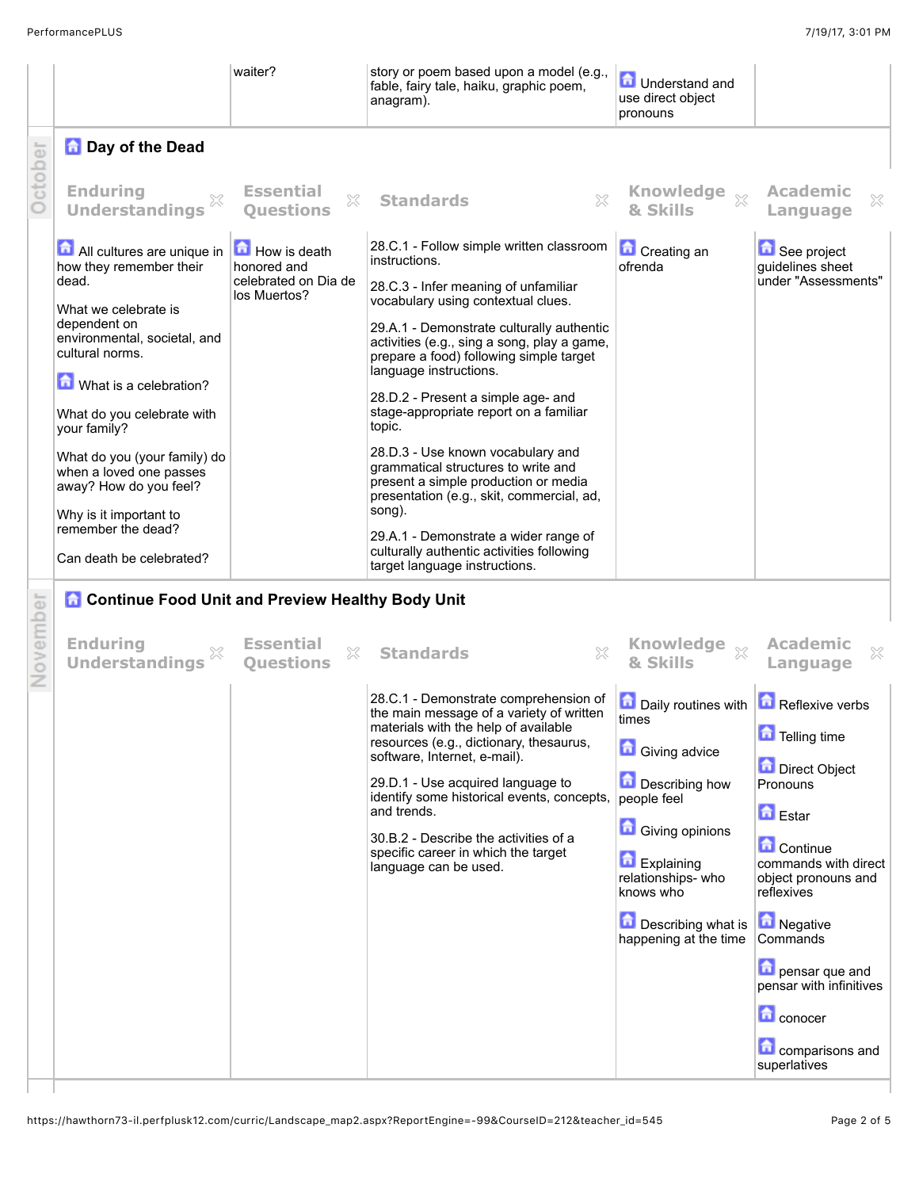| | waiter? | story or poem based upon a model (e.g., fable, fairy tale, haiku, graphic poem, anagram). | Understand and use direct object pronouns | |
|---|---|---|---|---|

## October

### Day of the Dead

| Enduring Understandings | Essential Questions | Standards | Knowledge & Skills | Academic Language |
|---|---|---|---|---|
| All cultures are unique in how they remember their dead.<br><br>What we celebrate is dependent on environmental, societal, and cultural norms.<br><br>What is a celebration?<br><br>What do you celebrate with your family?<br><br>What do you (your family) do when a loved one passes away? How do you feel?<br><br>Why is it important to remember the dead?<br><br>Can death be celebrated? | How is death honored and celebrated on Dia de los Muertos? | 28.C.1 - Follow simple written classroom instructions.<br><br>28.C.3 - Infer meaning of unfamiliar vocabulary using contextual clues.<br><br>29.A.1 - Demonstrate culturally authentic activities (e.g., sing a song, play a game, prepare a food) following simple target language instructions.<br><br>28.D.2 - Present a simple age- and stage-appropriate report on a familiar topic.<br><br>28.D.3 - Use known vocabulary and grammatical structures to write and present a simple production or media presentation (e.g., skit, commercial, ad, song).<br><br>29.A.1 - Demonstrate a wider range of culturally authentic activities following target language instructions. | Creating an ofrenda | See project guidelines sheet under "Assessments" |

## November

### Continue Food Unit and Preview Healthy Body Unit

| Enduring Understandings | Essential Questions | Standards | Knowledge & Skills | Academic Language |
|---|---|---|---|---|
| | | 28.C.1 - Demonstrate comprehension of the main message of a variety of written materials with the help of available resources (e.g., dictionary, thesaurus, software, Internet, e-mail).<br><br>29.D.1 - Use acquired language to identify some historical events, concepts, and trends.<br><br>30.B.2 - Describe the activities of a specific career in which the target language can be used. | Daily routines with times<br><br>Giving advice<br><br>Describing how people feel<br><br>Giving opinions<br><br>Explaining relationships- who knows who<br><br>Describing what is happening at the time | Reflexive verbs<br><br>Telling time<br><br>Direct Object Pronouns<br><br>Estar<br><br>Continue commands with direct object pronouns and reflexives<br><br>Negative Commands<br><br>pensar que and pensar with infinitives<br><br>conocer<br><br>comparisons and superlatives |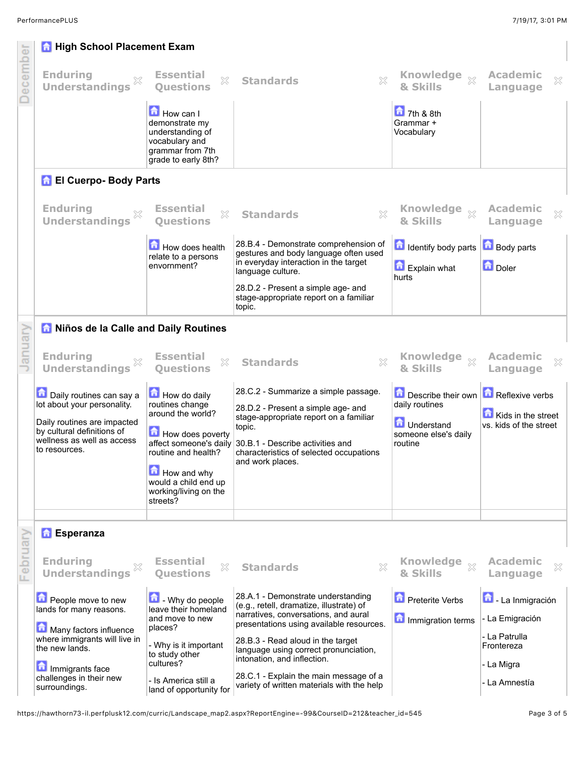December

## High School Placement Exam

| Enduring Understandings | Essential Questions | Standards | Knowledge & Skills | Academic Language |
|---|---|---|---|---|
| | How can I demonstrate my understanding of vocabulary and grammar from 7th grade to early 8th? | | 7th & 8th Grammar + Vocabulary | |

## El Cuerpo- Body Parts

| Enduring Understandings | Essential Questions | Standards | Knowledge & Skills | Academic Language |
|---|---|---|---|---|
| | How does health relate to a persons envornment? | 28.B.4 - Demonstrate comprehension of gestures and body language often used in everyday interaction in the target language culture.<br><br>28.D.2 - Present a simple age- and stage-appropriate report on a familiar topic. | Identify body parts<br><br>Explain what hurts | Body parts<br><br>Doler |

January

## Niños de la Calle and Daily Routines

| Enduring Understandings | Essential Questions | Standards | Knowledge & Skills | Academic Language |
|---|---|---|---|---|
| Daily routines can say a lot about your personality.<br><br>Daily routines are impacted by cultural definitions of wellness as well as access to resources. | How do daily routines change around the world?<br><br>How does poverty affect someone's daily routine and health?<br><br>How and why would a child end up working/living on the streets? | 28.C.2 - Summarize a simple passage.<br><br>28.D.2 - Present a simple age- and stage-appropriate report on a familiar topic.<br><br>30.B.1 - Describe activities and characteristics of selected occupations and work places. | Describe their own daily routines<br><br>Understand someone else's daily routine | Reflexive verbs<br><br>Kids in the street vs. kids of the street |

February

## Esperanza

| Enduring Understandings | Essential Questions | Standards | Knowledge & Skills | Academic Language |
|---|---|---|---|---|
| People move to new lands for many reasons.<br><br>Many factors influence where immigrants will live in the new lands.<br><br>Immigrants face challenges in their new surroundings. | - Why do people leave their homeland and move to new places?<br><br>- Why is it important to study other cultures?<br><br>- Is America still a land of opportunity for | 28.A.1 - Demonstrate understanding (e.g., retell, dramatize, illustrate) of narratives, conversations, and aural presentations using available resources.<br><br>28.B.3 - Read aloud in the target language using correct pronunciation, intonation, and inflection.<br><br>28.C.1 - Explain the main message of a variety of written materials with the help | Preterite Verbs<br><br>Immigration terms | - La Inmigración<br><br>- La Emigración<br><br>- La Patrulla Frontereza<br><br>- La Migra<br><br>- La Amnestía |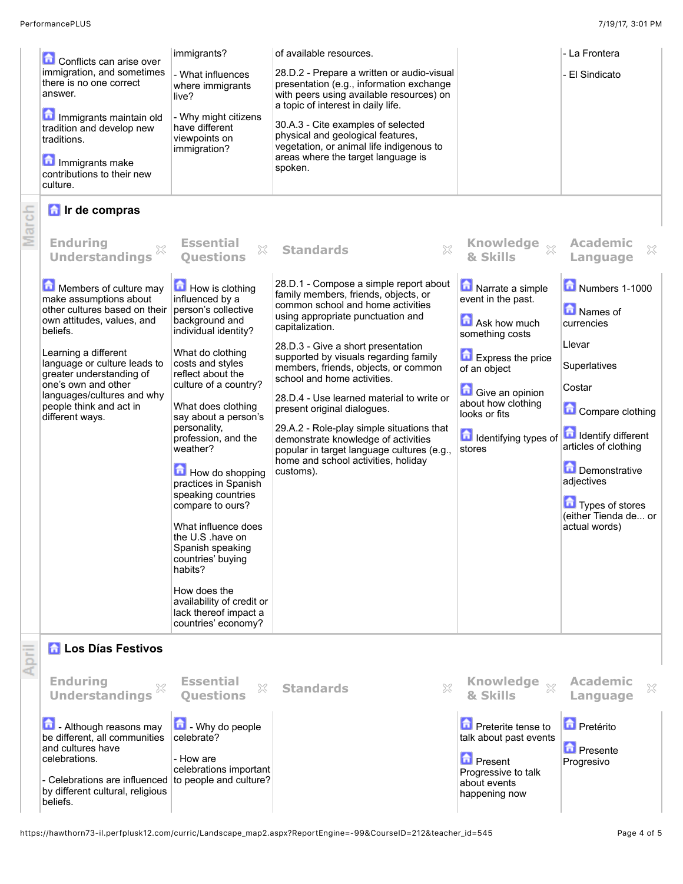| Enduring Understandings | Essential Questions | Standards | Knowledge & Skills | Academic Language |
|---|---|---|---|---|
| Conflicts can arise over immigration, and sometimes there is no one correct answer.<br><br>Immigrants maintain old tradition and develop new traditions.<br><br>Immigrants make contributions to their new culture. | immigrants?<br><br>- What influences where immigrants live?<br><br>- Why might citizens have different viewpoints on immigration? | of available resources.<br><br>28.D.2 - Prepare a written or audio-visual presentation (e.g., information exchange with peers using available resources) on a topic of interest in daily life.<br><br>30.A.3 - Cite examples of selected physical and geological features, vegetation, or animal life indigenous to areas where the target language is spoken. | | - La Frontera<br><br>- El Sindicato |

## March

### Ir de compras

| Enduring Understandings | Essential Questions | Standards | Knowledge & Skills | Academic Language |
|---|---|---|---|---|
| Members of culture may make assumptions about other cultures based on their own attitudes, values, and beliefs.<br><br>Learning a different language or culture leads to greater understanding of one's own and other languages/cultures and why people think and act in different ways. | How is clothing influenced by a person's collective background and individual identity?<br><br>What do clothing costs and styles reflect about the culture of a country?<br><br>What does clothing say about a person's personality, profession, and the weather?<br><br>How do shopping practices in Spanish speaking countries compare to ours?<br><br>What influence does the U.S .have on Spanish speaking countries' buying habits?<br><br>How does the availability of credit or lack thereof impact a countries' economy? | 28.D.1 - Compose a simple report about family members, friends, objects, or common school and home activities using appropriate punctuation and capitalization.<br><br>28.D.3 - Give a short presentation supported by visuals regarding family members, friends, objects, or common school and home activities.<br><br>28.D.4 - Use learned material to write or present original dialogues.<br><br>29.A.2 - Role-play simple situations that demonstrate knowledge of activities popular in target language cultures (e.g., home and school activities, holiday customs). | Narrate a simple event in the past.<br><br>Ask how much something costs<br><br>Express the price of an object<br><br>Give an opinion about how clothing looks or fits<br><br>Identifying types of stores | Numbers 1-1000<br><br>Names of currencies<br><br>Llevar<br><br>Superlatives<br><br>Costar<br><br>Compare clothing<br><br>Identify different articles of clothing<br><br>Demonstrative adjectives<br><br>Types of stores (either Tienda de... or actual words) |

## April

### Los Días Festivos

| Enduring Understandings | Essential Questions | Standards | Knowledge & Skills | Academic Language |
|---|---|---|---|---|
| - Although reasons may be different, all communities and cultures have celebrations.<br><br>- Celebrations are influenced by different cultural, religious beliefs. | - Why do people celebrate?<br><br>- How are celebrations important to people and culture? | | Preterite tense to talk about past events<br><br>Present Progressive to talk about events happening now | Pretérito<br><br>Presente Progresivo |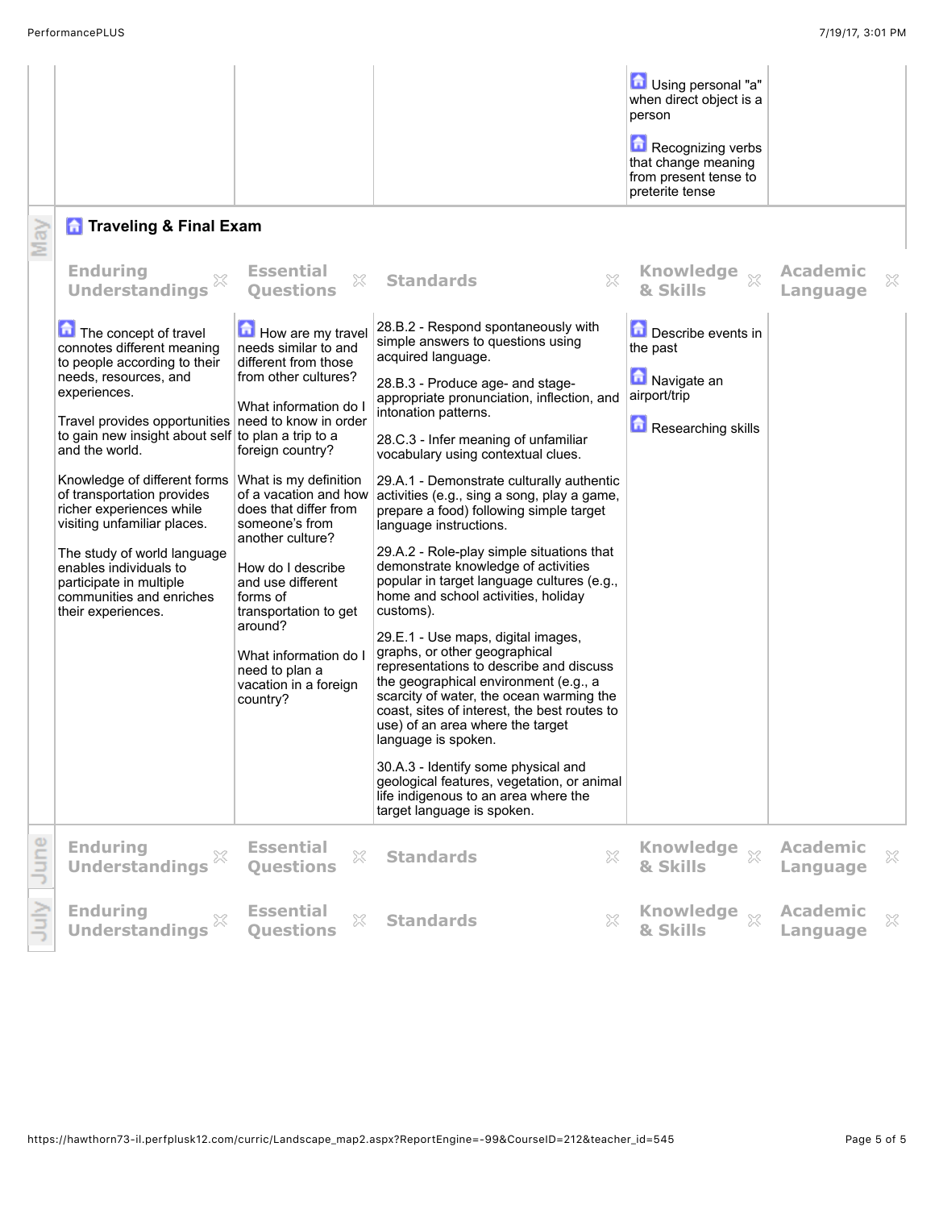| | | | | |
|---|---|---|---|---|
| | | | Using personal "a" when direct object is a person<br><br>Recognizing verbs that change meaning from present tense to preterite tense | |

## May

### Traveling & Final Exam

| Enduring Understandings | Essential Questions | Standards | Knowledge & Skills | Academic Language |
|---|---|---|---|---|
| The concept of travel connotes different meaning to people according to their needs, resources, and experiences.<br><br>Travel provides opportunities to gain new insight about self and the world.<br><br>Knowledge of different forms of transportation provides richer experiences while visiting unfamiliar places.<br><br>The study of world language enables individuals to participate in multiple communities and enriches their experiences. | How are my travel needs similar to and different from those from other cultures?<br><br>What information do I need to know in order to plan a trip to a foreign country?<br><br>What is my definition of a vacation and how does that differ from someone's from another culture?<br><br>How do I describe and use different forms of transportation to get around?<br><br>What information do I need to plan a vacation in a foreign country? | 28.B.2 - Respond spontaneously with simple answers to questions using acquired language.<br><br>28.B.3 - Produce age- and stage-appropriate pronunciation, inflection, and intonation patterns.<br><br>28.C.3 - Infer meaning of unfamiliar vocabulary using contextual clues.<br><br>29.A.1 - Demonstrate culturally authentic activities (e.g., sing a song, play a game, prepare a food) following simple target language instructions.<br><br>29.A.2 - Role-play simple situations that demonstrate knowledge of activities popular in target language cultures (e.g., home and school activities, holiday customs).<br><br>29.E.1 - Use maps, digital images, graphs, or other geographical representations to describe and discuss the geographical environment (e.g., a scarcity of water, the ocean warming the coast, sites of interest, the best routes to use) of an area where the target language is spoken.<br><br>30.A.3 - Identify some physical and geological features, vegetation, or animal life indigenous to an area where the target language is spoken. | Describe events in the past<br><br>Navigate an airport/trip<br><br>Researching skills | |

## June

| Enduring Understandings | Essential Questions | Standards | Knowledge & Skills | Academic Language |
|---|---|---|---|---|

## July

| Enduring Understandings | Essential Questions | Standards | Knowledge & Skills | Academic Language |
|---|---|---|---|---|